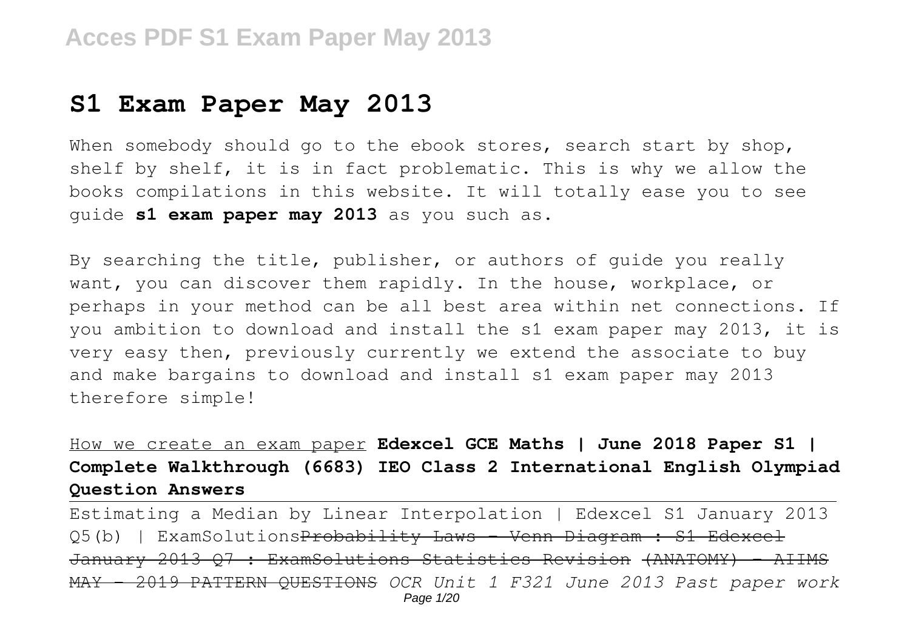# S1 Exam Paper May 2013

When somebody should go to the ebook stores, search start by shop, shelf by shelf, it is in fact problematic. This is why we allow the books compilations in this website. It will totally ease you to see guide **s1 exam paper may 2013** as you such as.

By searching the title, publisher, or authors of guide you really want, you can discover them rapidly. In the house, workplace, or perhaps in your method can be all best area within net connections. If you ambition to download and install the s1 exam paper may 2013, it is very easy then, previously currently we extend the associate to buy and make bargains to download and install s1 exam paper may 2013 therefore simple!

How we create an exam paper **Edexcel GCE Maths | June 2018 Paper S1 | Complete Walkthrough (6683) IEO Class 2 International English Olympiad Question Answers**

Estimating a Median by Linear Interpolation | Edexcel S1 January 2013 Q5(b) | ExamSolutions~~Probability Laws - Venn Diagram : S1 Edexcel January 2013 Q7 : ExamSolutions Statistics Revision~~ ~~(ANATOMY) - AIIMS MAY - 2019 PATTERN QUESTIONS~~ *OCR Unit 1 F321 June 2013 Past paper work*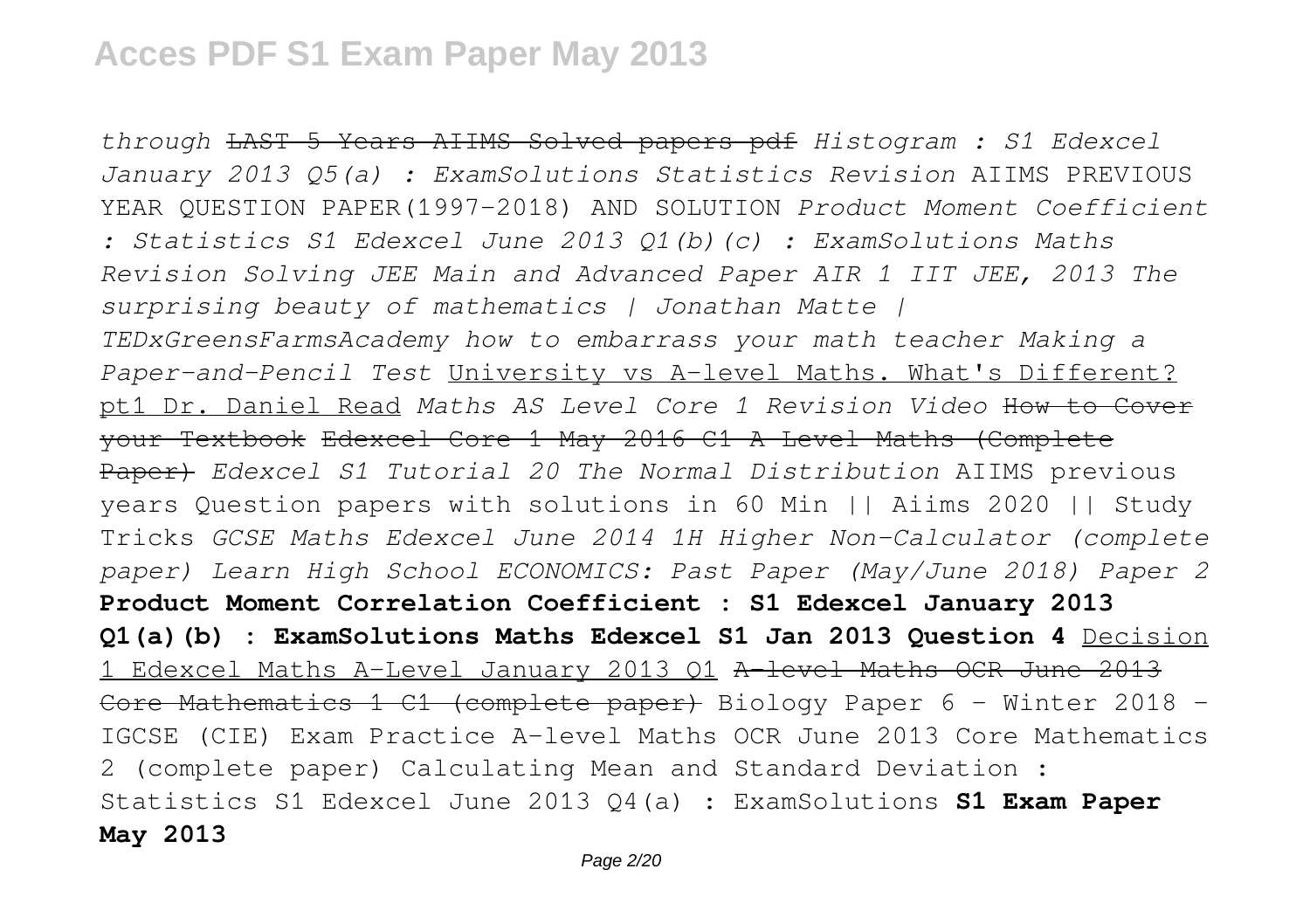*through* ~~LAST 5 Years AIIMS Solved papers pdf~~ *Histogram : S1 Edexcel January 2013 Q5(a) : ExamSolutions Statistics Revision* AIIMS PREVIOUS YEAR QUESTION PAPER(1997-2018) AND SOLUTION *Product Moment Coefficient : Statistics S1 Edexcel June 2013 Q1(b)(c) : ExamSolutions Maths Revision Solving JEE Main and Advanced Paper AIR 1 IIT JEE, 2013 The surprising beauty of mathematics | Jonathan Matte | TEDxGreensFarmsAcademy how to embarrass your math teacher Making a Paper-and-Pencil Test* University vs A-level Maths. What's Different? pt1 Dr. Daniel Read *Maths AS Level Core 1 Revision Video* ~~How to Cover your Textbook~~ ~~Edexcel Core 1 May 2016 C1 A-Level Maths (Complete Paper)~~ *Edexcel S1 Tutorial 20 The Normal Distribution* AIIMS previous years Question papers with solutions in 60 Min || Aiims 2020 || Study Tricks *GCSE Maths Edexcel June 2014 1H Higher Non-Calculator (complete paper) Learn High School ECONOMICS: Past Paper (May/June 2018) Paper 2* **Product Moment Correlation Coefficient : S1 Edexcel January 2013 Q1(a)(b) : ExamSolutions Maths Edexcel S1 Jan 2013 Question 4** Decision 1 Edexcel Maths A-Level January 2013 Q1 ~~A-level Maths OCR June 2013 Core Mathematics 1 C1 (complete paper)~~ Biology Paper 6 - Winter 2018 - IGCSE (CIE) Exam Practice A-level Maths OCR June 2013 Core Mathematics 2 (complete paper) Calculating Mean and Standard Deviation : Statistics S1 Edexcel June 2013 Q4(a) : ExamSolutions **S1 Exam Paper May 2013**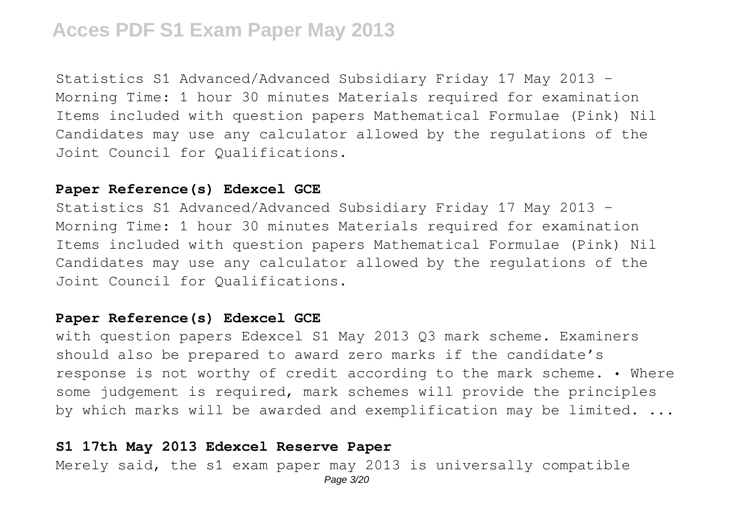Statistics S1 Advanced/Advanced Subsidiary Friday 17 May 2013 – Morning Time: 1 hour 30 minutes Materials required for examination Items included with question papers Mathematical Formulae (Pink) Nil Candidates may use any calculator allowed by the regulations of the Joint Council for Qualifications.

#### **Paper Reference(s) Edexcel GCE**

Statistics S1 Advanced/Advanced Subsidiary Friday 17 May 2013 – Morning Time: 1 hour 30 minutes Materials required for examination Items included with question papers Mathematical Formulae (Pink) Nil Candidates may use any calculator allowed by the regulations of the Joint Council for Qualifications.

#### **Paper Reference(s) Edexcel GCE**

with question papers Edexcel S1 May 2013 Q3 mark scheme. Examiners should also be prepared to award zero marks if the candidate's response is not worthy of credit according to the mark scheme. • Where some judgement is required, mark schemes will provide the principles by which marks will be awarded and exemplification may be limited. ...

#### **S1 17th May 2013 Edexcel Reserve Paper**

Merely said, the s1 exam paper may 2013 is universally compatible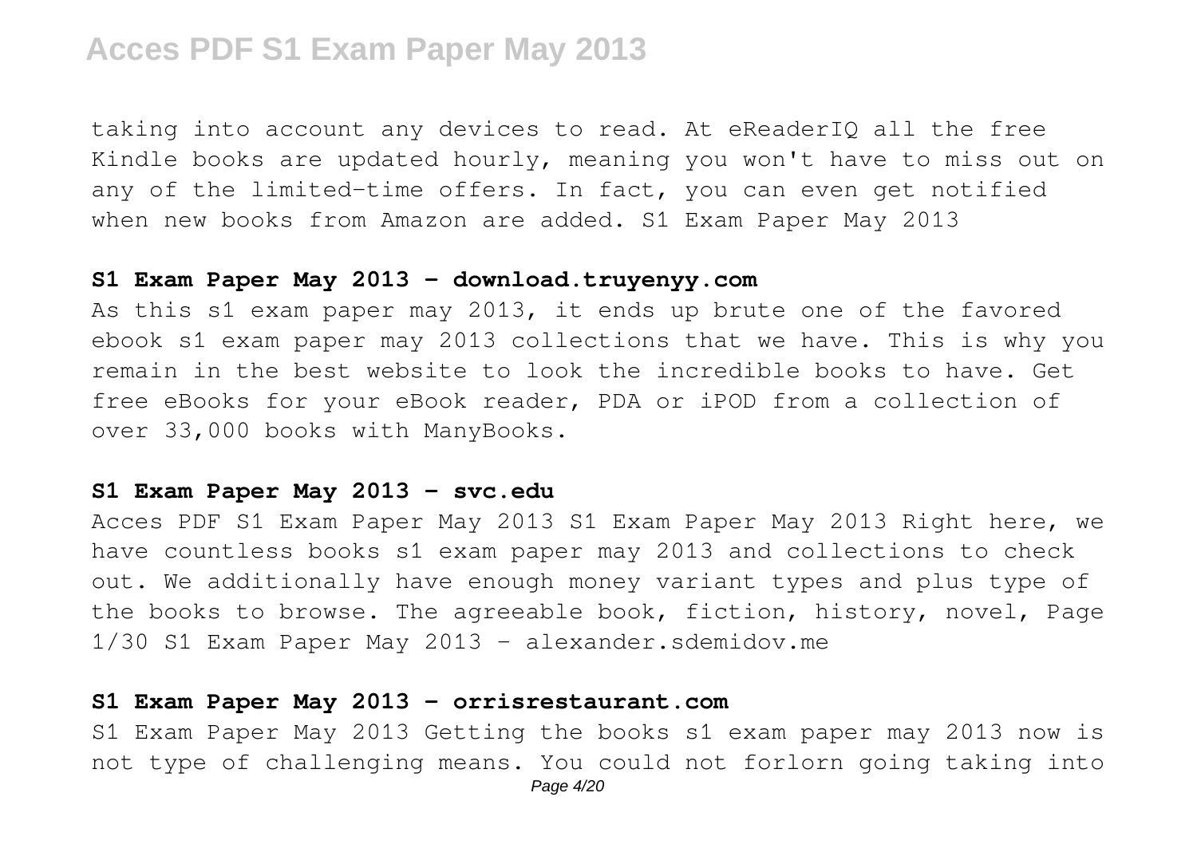taking into account any devices to read. At eReaderIQ all the free Kindle books are updated hourly, meaning you won't have to miss out on any of the limited-time offers. In fact, you can even get notified when new books from Amazon are added. S1 Exam Paper May 2013

#### S1 Exam Paper May 2013 - download.truyenyy.com

As this s1 exam paper may 2013, it ends up brute one of the favored ebook s1 exam paper may 2013 collections that we have. This is why you remain in the best website to look the incredible books to have. Get free eBooks for your eBook reader, PDA or iPOD from a collection of over 33,000 books with ManyBooks.

#### S1 Exam Paper May 2013 - svc.edu

Acces PDF S1 Exam Paper May 2013 S1 Exam Paper May 2013 Right here, we have countless books s1 exam paper may 2013 and collections to check out. We additionally have enough money variant types and plus type of the books to browse. The agreeable book, fiction, history, novel, Page 1/30 S1 Exam Paper May 2013 - alexander.sdemidov.me

#### S1 Exam Paper May 2013 - orrisrestaurant.com

S1 Exam Paper May 2013 Getting the books s1 exam paper may 2013 now is not type of challenging means. You could not forlorn going taking into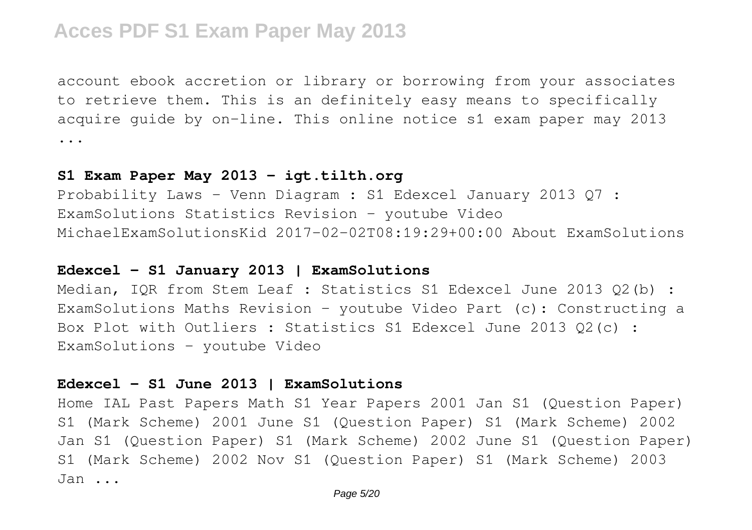account ebook accretion or library or borrowing from your associates to retrieve them. This is an definitely easy means to specifically acquire guide by on-line. This online notice s1 exam paper may 2013 ...

### S1 Exam Paper May 2013 - igt.tilth.org

Probability Laws - Venn Diagram : S1 Edexcel January 2013 Q7 : ExamSolutions Statistics Revision - youtube Video MichaelExamSolutionsKid 2017-02-02T08:19:29+00:00 About ExamSolutions

### Edexcel – S1 January 2013 | ExamSolutions

Median, IQR from Stem Leaf : Statistics S1 Edexcel June 2013 Q2(b) : ExamSolutions Maths Revision - youtube Video Part (c): Constructing a Box Plot with Outliers : Statistics S1 Edexcel June 2013 Q2(c) : ExamSolutions - youtube Video

### Edexcel – S1 June 2013 | ExamSolutions

Home IAL Past Papers Math S1 Year Papers 2001 Jan S1 (Question Paper) S1 (Mark Scheme) 2001 June S1 (Question Paper) S1 (Mark Scheme) 2002 Jan S1 (Question Paper) S1 (Mark Scheme) 2002 June S1 (Question Paper) S1 (Mark Scheme) 2002 Nov S1 (Question Paper) S1 (Mark Scheme) 2003 Jan ...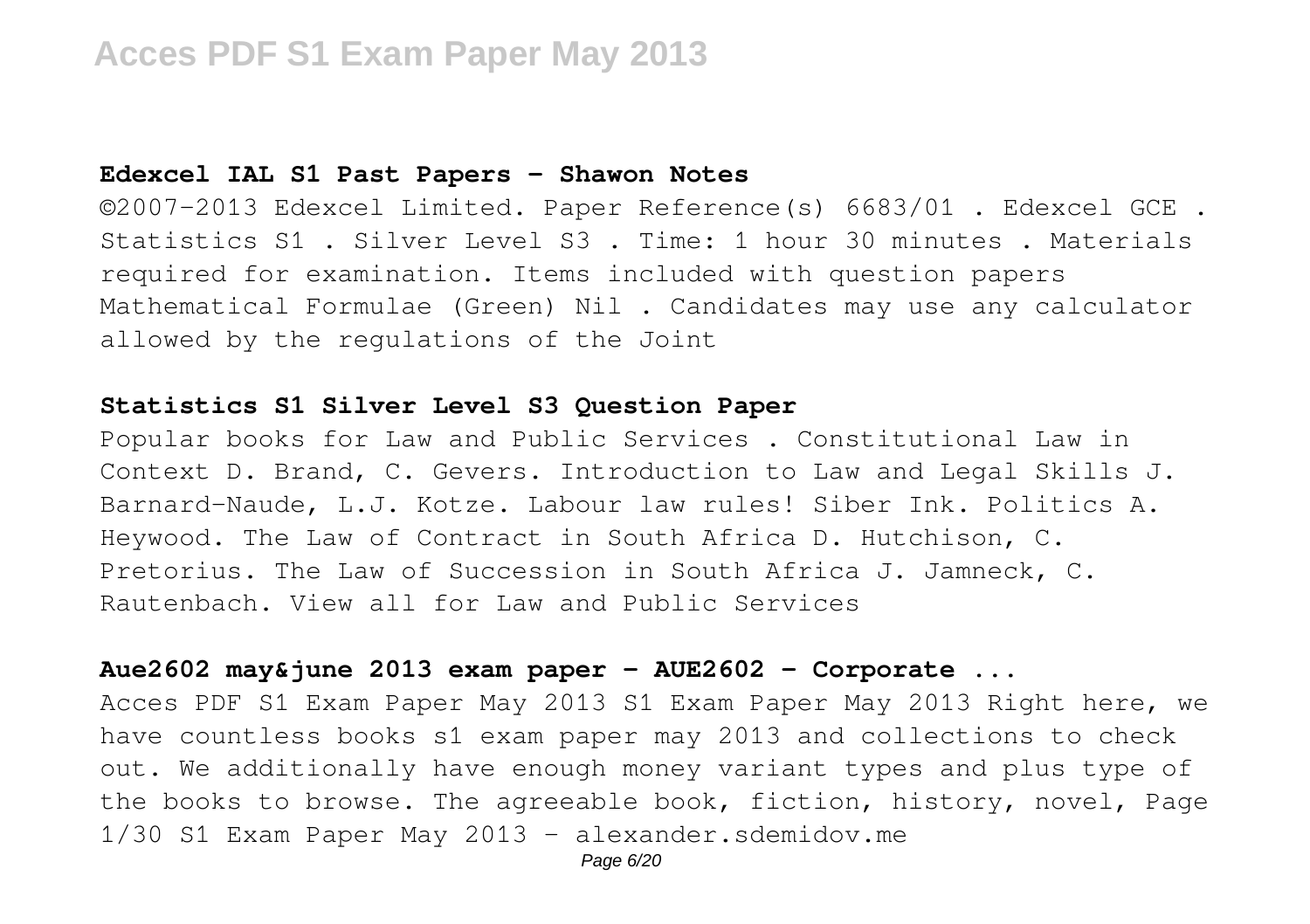### Edexcel IAL S1 Past Papers - Shawon Notes

©2007-2013 Edexcel Limited. Paper Reference(s) 6683/01 . Edexcel GCE . Statistics S1 . Silver Level S3 . Time: 1 hour 30 minutes . Materials required for examination. Items included with question papers Mathematical Formulae (Green) Nil . Candidates may use any calculator allowed by the regulations of the Joint

### Statistics S1 Silver Level S3 Question Paper

Popular books for Law and Public Services . Constitutional Law in Context D. Brand, C. Gevers. Introduction to Law and Legal Skills J. Barnard-Naude, L.J. Kotze. Labour law rules! Siber Ink. Politics A. Heywood. The Law of Contract in South Africa D. Hutchison, C. Pretorius. The Law of Succession in South Africa J. Jamneck, C. Rautenbach. View all for Law and Public Services

### Aue2602 may&june 2013 exam paper - AUE2602 - Corporate ...

Acces PDF S1 Exam Paper May 2013 S1 Exam Paper May 2013 Right here, we have countless books s1 exam paper may 2013 and collections to check out. We additionally have enough money variant types and plus type of the books to browse. The agreeable book, fiction, history, novel, Page 1/30 S1 Exam Paper May 2013 - alexander.sdemidov.me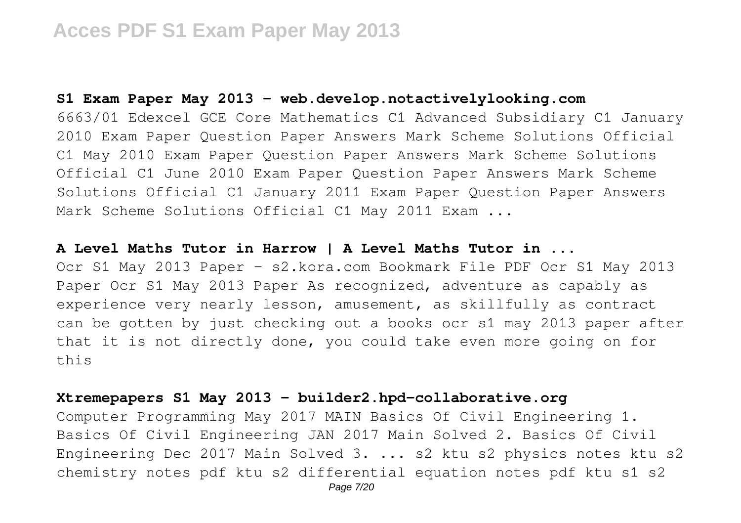### S1 Exam Paper May 2013 - web.develop.notactivelylooking.com

6663/01 Edexcel GCE Core Mathematics C1 Advanced Subsidiary C1 January 2010 Exam Paper Question Paper Answers Mark Scheme Solutions Official C1 May 2010 Exam Paper Question Paper Answers Mark Scheme Solutions Official C1 June 2010 Exam Paper Question Paper Answers Mark Scheme Solutions Official C1 January 2011 Exam Paper Question Paper Answers Mark Scheme Solutions Official C1 May 2011 Exam ...

### A Level Maths Tutor in Harrow | A Level Maths Tutor in ...

Ocr S1 May 2013 Paper - s2.kora.com Bookmark File PDF Ocr S1 May 2013 Paper Ocr S1 May 2013 Paper As recognized, adventure as capably as experience very nearly lesson, amusement, as skillfully as contract can be gotten by just checking out a books ocr s1 may 2013 paper after that it is not directly done, you could take even more going on for this

### Xtremepapers S1 May 2013 - builder2.hpd-collaborative.org

Computer Programming May 2017 MAIN Basics Of Civil Engineering 1. Basics Of Civil Engineering JAN 2017 Main Solved 2. Basics Of Civil Engineering Dec 2017 Main Solved 3. ... s2 ktu s2 physics notes ktu s2 chemistry notes pdf ktu s2 differential equation notes pdf ktu s1 s2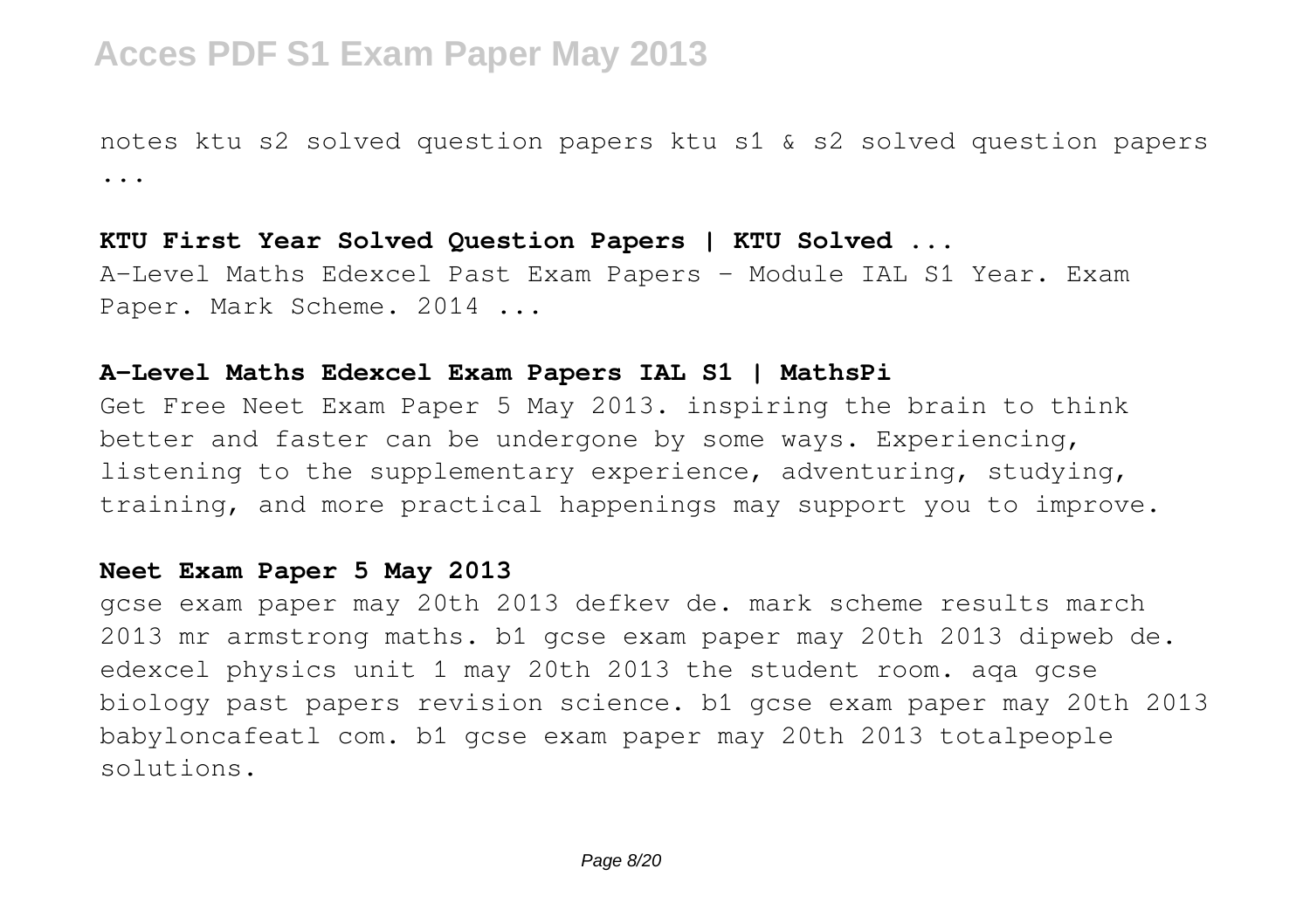notes ktu s2 solved question papers ktu s1 & s2 solved question papers ...

### KTU First Year Solved Question Papers | KTU Solved ...

A-Level Maths Edexcel Past Exam Papers - Module IAL S1 Year. Exam Paper. Mark Scheme. 2014 ...

### A-Level Maths Edexcel Exam Papers IAL S1 | MathsPi

Get Free Neet Exam Paper 5 May 2013. inspiring the brain to think better and faster can be undergone by some ways. Experiencing, listening to the supplementary experience, adventuring, studying, training, and more practical happenings may support you to improve.

### Neet Exam Paper 5 May 2013

gcse exam paper may 20th 2013 defkev de. mark scheme results march 2013 mr armstrong maths. b1 gcse exam paper may 20th 2013 dipweb de. edexcel physics unit 1 may 20th 2013 the student room. aqa gcse biology past papers revision science. b1 gcse exam paper may 20th 2013 babyloncafeatl com. b1 gcse exam paper may 20th 2013 totalpeople solutions.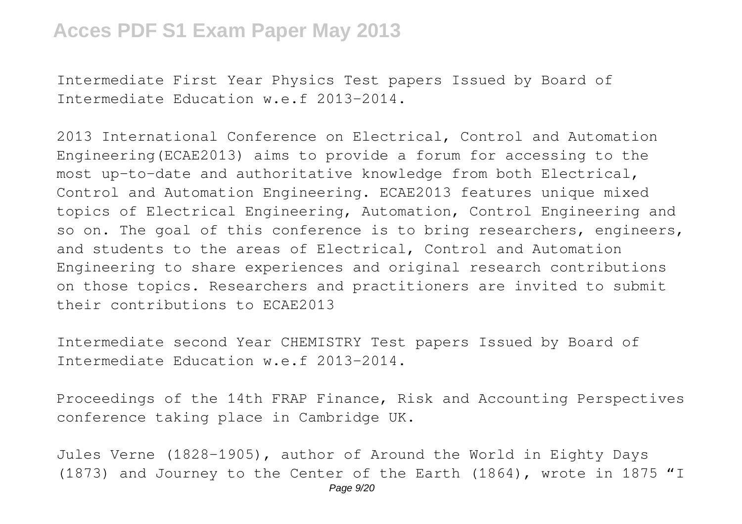Intermediate First Year Physics Test papers Issued by Board of Intermediate Education w.e.f 2013-2014.

2013 International Conference on Electrical, Control and Automation Engineering(ECAE2013) aims to provide a forum for accessing to the most up-to-date and authoritative knowledge from both Electrical, Control and Automation Engineering. ECAE2013 features unique mixed topics of Electrical Engineering, Automation, Control Engineering and so on. The goal of this conference is to bring researchers, engineers, and students to the areas of Electrical, Control and Automation Engineering to share experiences and original research contributions on those topics. Researchers and practitioners are invited to submit their contributions to ECAE2013

Intermediate second Year CHEMISTRY Test papers Issued by Board of Intermediate Education w.e.f 2013-2014.

Proceedings of the 14th FRAP Finance, Risk and Accounting Perspectives conference taking place in Cambridge UK.

Jules Verne (1828-1905), author of Around the World in Eighty Days (1873) and Journey to the Center of the Earth (1864), wrote in 1875 "I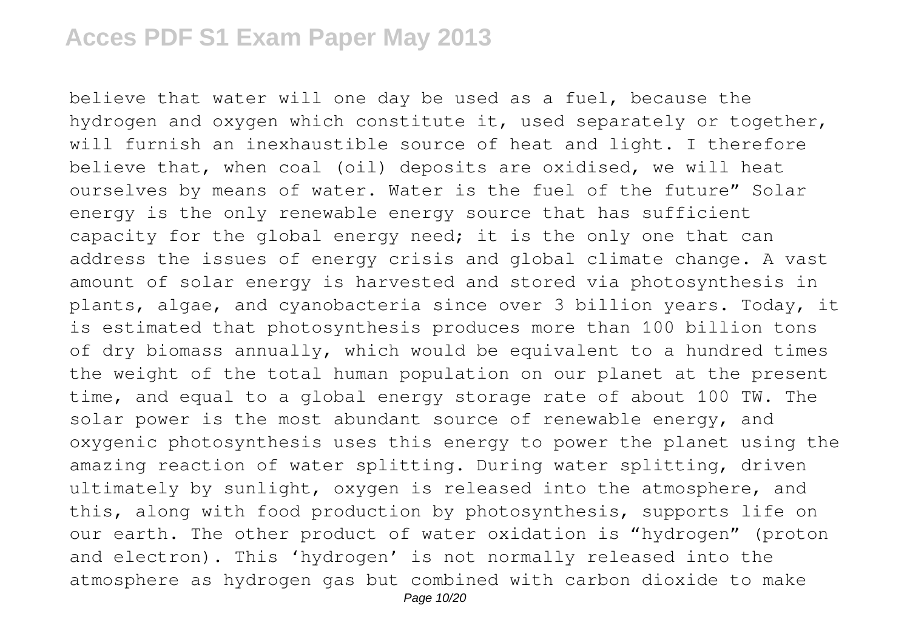believe that water will one day be used as a fuel, because the hydrogen and oxygen which constitute it, used separately or together, will furnish an inexhaustible source of heat and light. I therefore believe that, when coal (oil) deposits are oxidised, we will heat ourselves by means of water. Water is the fuel of the future" Solar energy is the only renewable energy source that has sufficient capacity for the global energy need; it is the only one that can address the issues of energy crisis and global climate change. A vast amount of solar energy is harvested and stored via photosynthesis in plants, algae, and cyanobacteria since over 3 billion years. Today, it is estimated that photosynthesis produces more than 100 billion tons of dry biomass annually, which would be equivalent to a hundred times the weight of the total human population on our planet at the present time, and equal to a global energy storage rate of about 100 TW. The solar power is the most abundant source of renewable energy, and oxygenic photosynthesis uses this energy to power the planet using the amazing reaction of water splitting. During water splitting, driven ultimately by sunlight, oxygen is released into the atmosphere, and this, along with food production by photosynthesis, supports life on our earth. The other product of water oxidation is "hydrogen" (proton and electron). This 'hydrogen' is not normally released into the atmosphere as hydrogen gas but combined with carbon dioxide to make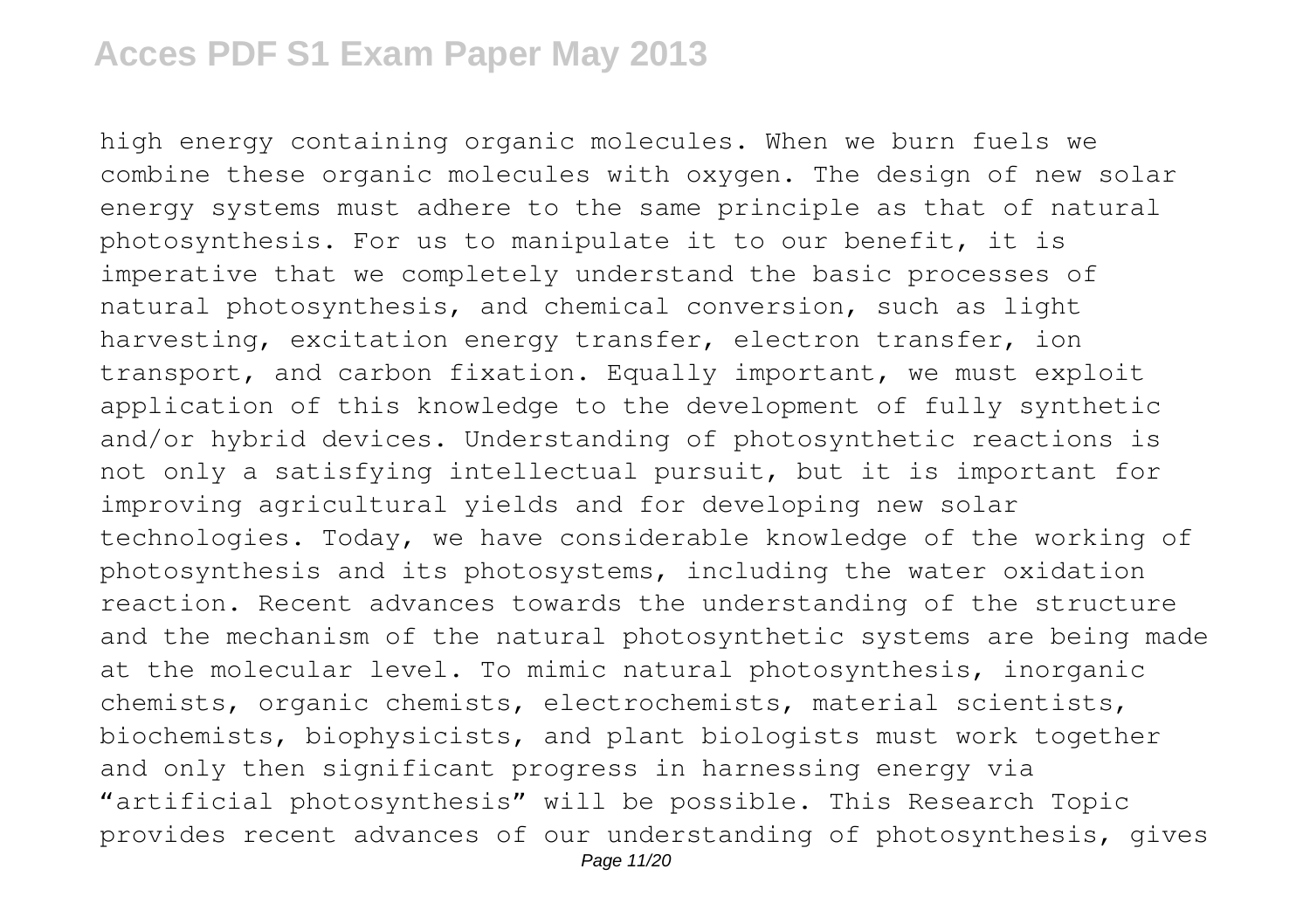high energy containing organic molecules. When we burn fuels we combine these organic molecules with oxygen. The design of new solar energy systems must adhere to the same principle as that of natural photosynthesis. For us to manipulate it to our benefit, it is imperative that we completely understand the basic processes of natural photosynthesis, and chemical conversion, such as light harvesting, excitation energy transfer, electron transfer, ion transport, and carbon fixation. Equally important, we must exploit application of this knowledge to the development of fully synthetic and/or hybrid devices. Understanding of photosynthetic reactions is not only a satisfying intellectual pursuit, but it is important for improving agricultural yields and for developing new solar technologies. Today, we have considerable knowledge of the working of photosynthesis and its photosystems, including the water oxidation reaction. Recent advances towards the understanding of the structure and the mechanism of the natural photosynthetic systems are being made at the molecular level. To mimic natural photosynthesis, inorganic chemists, organic chemists, electrochemists, material scientists, biochemists, biophysicists, and plant biologists must work together and only then significant progress in harnessing energy via "artificial photosynthesis" will be possible. This Research Topic provides recent advances of our understanding of photosynthesis, gives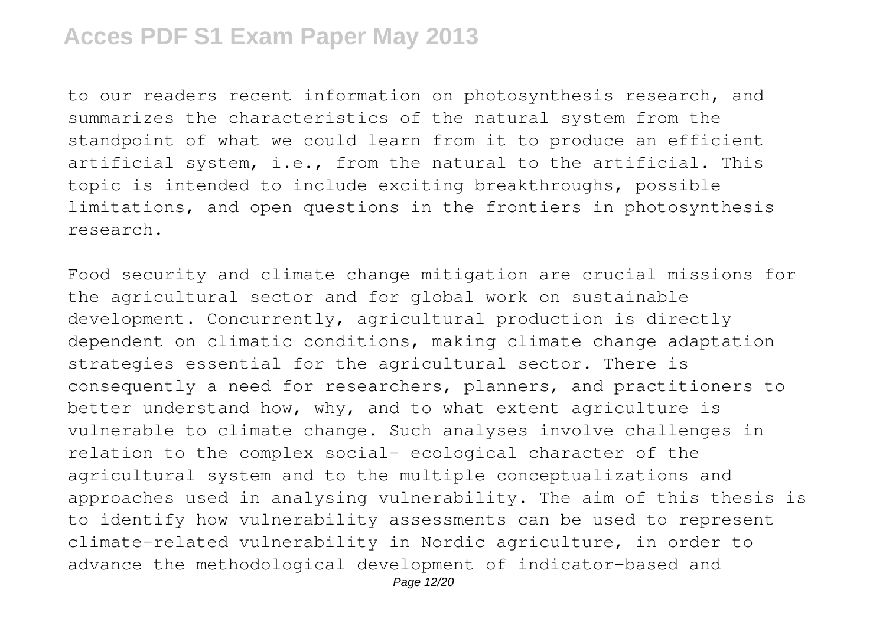to our readers recent information on photosynthesis research, and summarizes the characteristics of the natural system from the standpoint of what we could learn from it to produce an efficient artificial system, i.e., from the natural to the artificial. This topic is intended to include exciting breakthroughs, possible limitations, and open questions in the frontiers in photosynthesis research.

Food security and climate change mitigation are crucial missions for the agricultural sector and for global work on sustainable development. Concurrently, agricultural production is directly dependent on climatic conditions, making climate change adaptation strategies essential for the agricultural sector. There is consequently a need for researchers, planners, and practitioners to better understand how, why, and to what extent agriculture is vulnerable to climate change. Such analyses involve challenges in relation to the complex social- ecological character of the agricultural system and to the multiple conceptualizations and approaches used in analysing vulnerability. The aim of this thesis is to identify how vulnerability assessments can be used to represent climate-related vulnerability in Nordic agriculture, in order to advance the methodological development of indicator-based and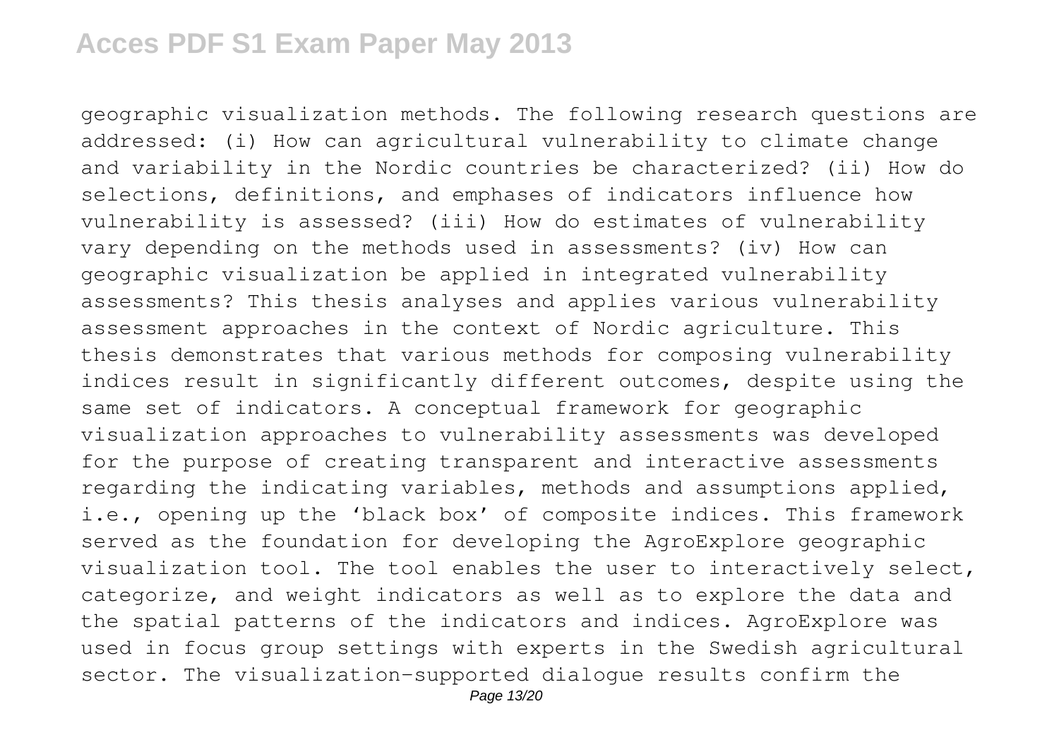geographic visualization methods. The following research questions are addressed: (i) How can agricultural vulnerability to climate change and variability in the Nordic countries be characterized? (ii) How do selections, definitions, and emphases of indicators influence how vulnerability is assessed? (iii) How do estimates of vulnerability vary depending on the methods used in assessments? (iv) How can geographic visualization be applied in integrated vulnerability assessments? This thesis analyses and applies various vulnerability assessment approaches in the context of Nordic agriculture. This thesis demonstrates that various methods for composing vulnerability indices result in significantly different outcomes, despite using the same set of indicators. A conceptual framework for geographic visualization approaches to vulnerability assessments was developed for the purpose of creating transparent and interactive assessments regarding the indicating variables, methods and assumptions applied, i.e., opening up the 'black box' of composite indices. This framework served as the foundation for developing the AgroExplore geographic visualization tool. The tool enables the user to interactively select, categorize, and weight indicators as well as to explore the data and the spatial patterns of the indicators and indices. AgroExplore was used in focus group settings with experts in the Swedish agricultural sector. The visualization-supported dialogue results confirm the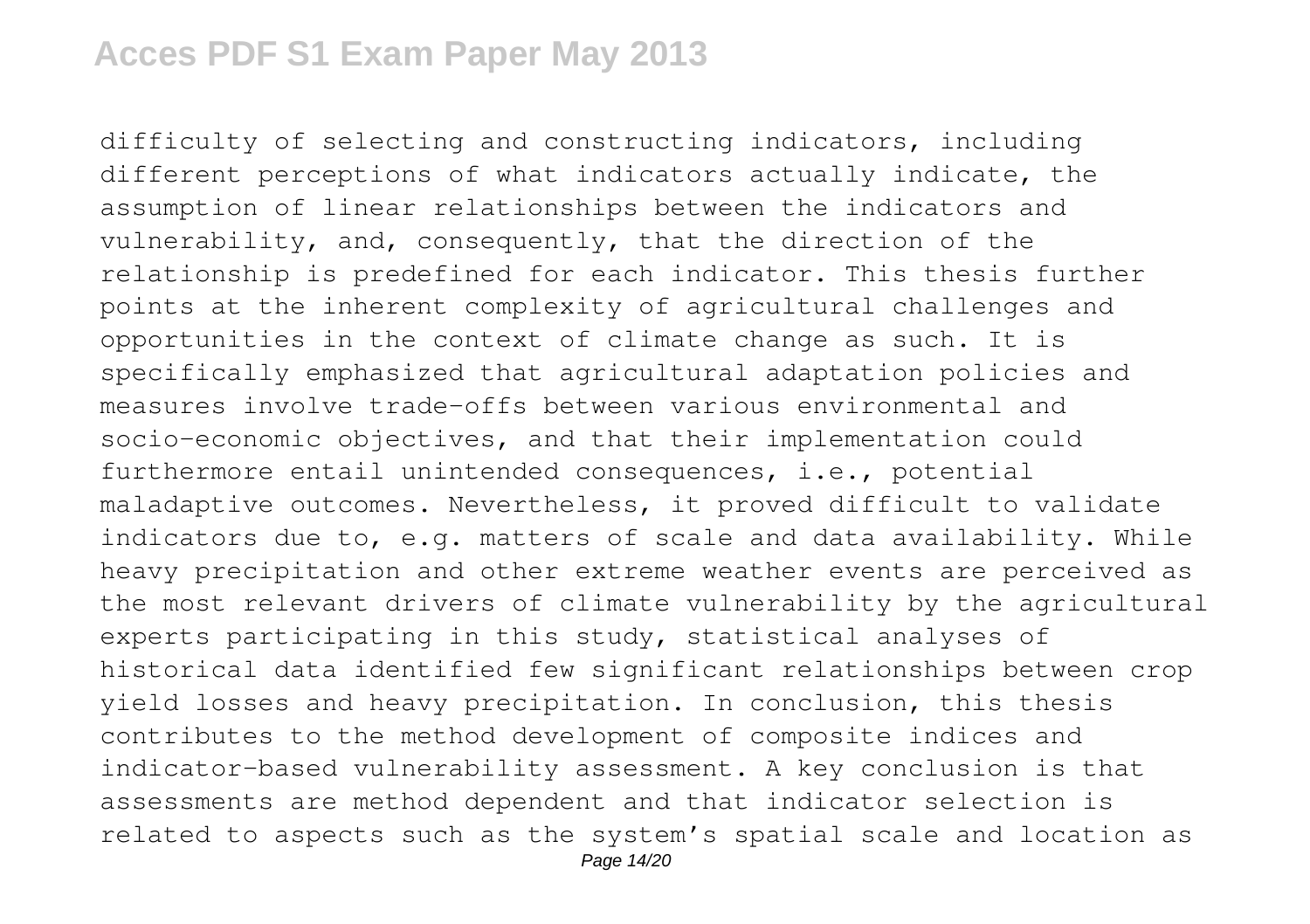difficulty of selecting and constructing indicators, including different perceptions of what indicators actually indicate, the assumption of linear relationships between the indicators and vulnerability, and, consequently, that the direction of the relationship is predefined for each indicator. This thesis further points at the inherent complexity of agricultural challenges and opportunities in the context of climate change as such. It is specifically emphasized that agricultural adaptation policies and measures involve trade-offs between various environmental and socio-economic objectives, and that their implementation could furthermore entail unintended consequences, i.e., potential maladaptive outcomes. Nevertheless, it proved difficult to validate indicators due to, e.g. matters of scale and data availability. While heavy precipitation and other extreme weather events are perceived as the most relevant drivers of climate vulnerability by the agricultural experts participating in this study, statistical analyses of historical data identified few significant relationships between crop yield losses and heavy precipitation. In conclusion, this thesis contributes to the method development of composite indices and indicator-based vulnerability assessment. A key conclusion is that assessments are method dependent and that indicator selection is related to aspects such as the system's spatial scale and location as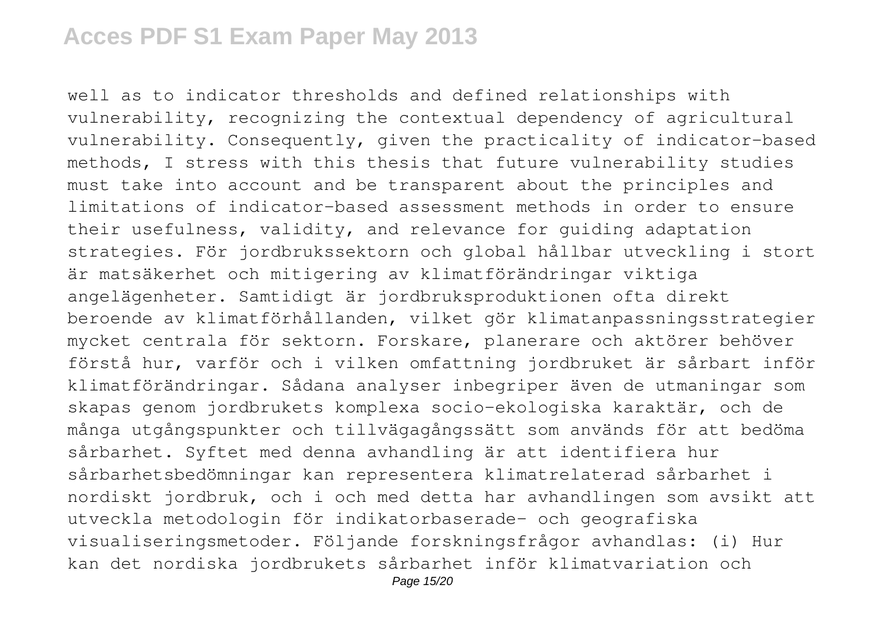well as to indicator thresholds and defined relationships with vulnerability, recognizing the contextual dependency of agricultural vulnerability. Consequently, given the practicality of indicator-based methods, I stress with this thesis that future vulnerability studies must take into account and be transparent about the principles and limitations of indicator-based assessment methods in order to ensure their usefulness, validity, and relevance for guiding adaptation strategies. För jordbrukssektorn och global hållbar utveckling i stort är matsäkerhet och mitigering av klimatförändringar viktiga angelägenheter. Samtidigt är jordbruksproduktionen ofta direkt beroende av klimatförhållanden, vilket gör klimatanpassningsstrategier mycket centrala för sektorn. Forskare, planerare och aktörer behöver förstå hur, varför och i vilken omfattning jordbruket är sårbart inför klimatförändringar. Sådana analyser inbegriper även de utmaningar som skapas genom jordbrukets komplexa socio-ekologiska karaktär, och de många utgångspunkter och tillvägagångssätt som används för att bedöma sårbarhet. Syftet med denna avhandling är att identifiera hur sårbarhetsbedömningar kan representera klimatrelaterad sårbarhet i nordiskt jordbruk, och i och med detta har avhandlingen som avsikt att utveckla metodologin för indikatorbaserade- och geografiska visualiseringsmetoder. Följande forskningsfrågor avhandlas: (i) Hur kan det nordiska jordbrukets sårbarhet inför klimatvariation och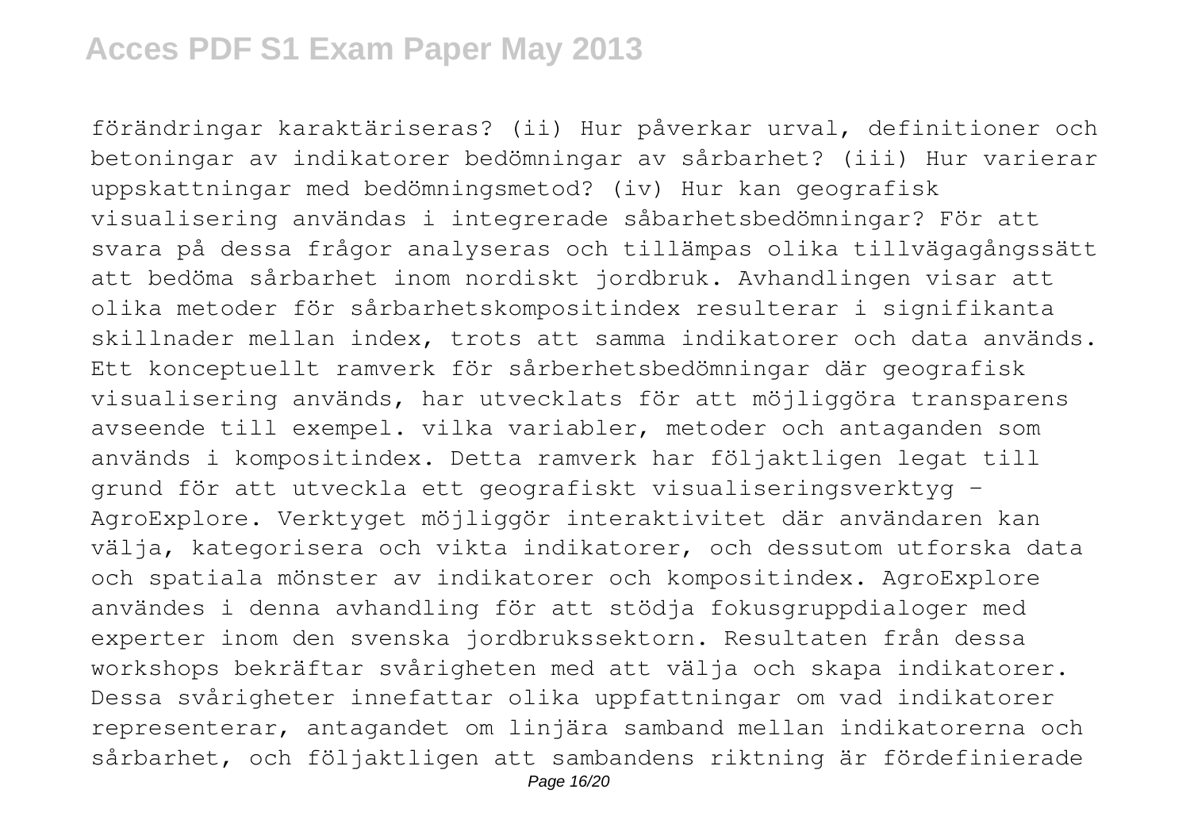förändringar karaktäriseras? (ii) Hur påverkar urval, definitioner och betoningar av indikatorer bedömningar av sårbarhet? (iii) Hur varierar uppskattningar med bedömningsmetod? (iv) Hur kan geografisk visualisering användas i integrerade såbarhetsbedömningar? För att svara på dessa frågor analyseras och tillämpas olika tillvägagångssätt att bedöma sårbarhet inom nordiskt jordbruk. Avhandlingen visar att olika metoder för sårbarhetskompositindex resulterar i signifikanta skillnader mellan index, trots att samma indikatorer och data används. Ett konceptuellt ramverk för sårberhetsbedömningar där geografisk visualisering används, har utvecklats för att möjliggöra transparens avseende till exempel. vilka variabler, metoder och antaganden som används i kompositindex. Detta ramverk har följaktligen legat till grund för att utveckla ett geografiskt visualiseringsverktyg - AgroExplore. Verktyget möjliggör interaktivitet där användaren kan välja, kategorisera och vikta indikatorer, och dessutom utforska data och spatiala mönster av indikatorer och kompositindex. AgroExplore användes i denna avhandling för att stödja fokusgruppdialoger med experter inom den svenska jordbrukssektorn. Resultaten från dessa workshops bekräftar svårigheten med att välja och skapa indikatorer. Dessa svårigheter innefattar olika uppfattningar om vad indikatorer representerar, antagandet om linjära samband mellan indikatorerna och sårbarhet, och följaktligen att sambandens riktning är fördefinierade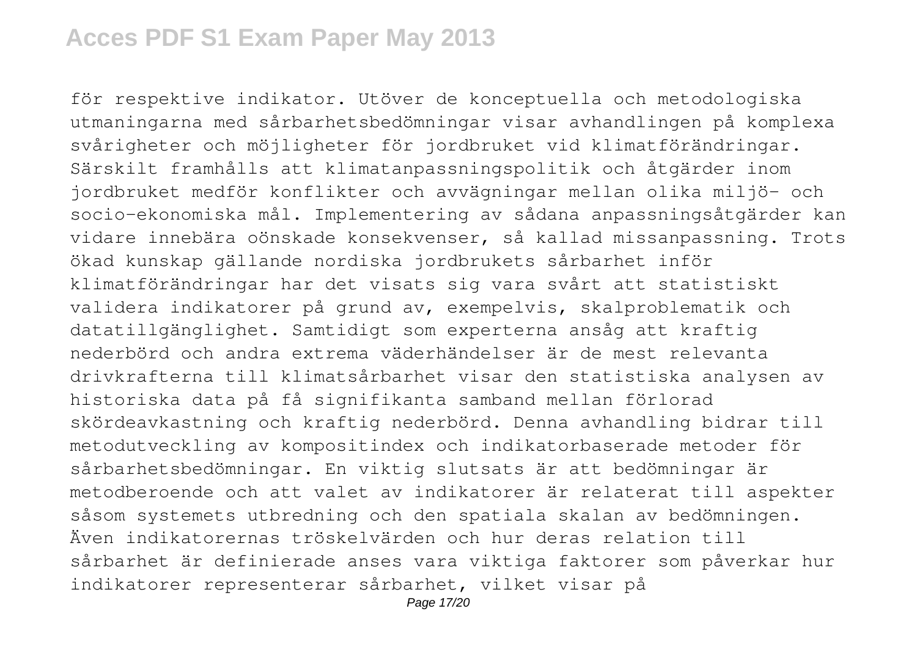för respektive indikator. Utöver de konceptuella och metodologiska utmaningarna med sårbarhetsbedömningar visar avhandlingen på komplexa svårigheter och möjligheter för jordbruket vid klimatförändringar. Särskilt framhålls att klimatanpassningspolitik och åtgärder inom jordbruket medför konflikter och avvägningar mellan olika miljö- och socio-ekonomiska mål. Implementering av sådana anpassningsåtgärder kan vidare innebära oönskade konsekvenser, så kallad missanpassning. Trots ökad kunskap gällande nordiska jordbrukets sårbarhet inför klimatförändringar har det visats sig vara svårt att statistiskt validera indikatorer på grund av, exempelvis, skalproblematik och datatillgänglighet. Samtidigt som experterna ansåg att kraftig nederbörd och andra extrema väderhändelser är de mest relevanta drivkrafterna till klimatsårbarhet visar den statistiska analysen av historiska data på få signifikanta samband mellan förlorad skördeavkastning och kraftig nederbörd. Denna avhandling bidrar till metodutveckling av kompositindex och indikatorbaserade metoder för sårbarhetsbedömningar. En viktig slutsats är att bedömningar är metodberoende och att valet av indikatorer är relaterat till aspekter såsom systemets utbredning och den spatiala skalan av bedömningen. Även indikatorernas tröskelvärden och hur deras relation till sårbarhet är definierade anses vara viktiga faktorer som påverkar hur indikatorer representerar sårbarhet, vilket visar på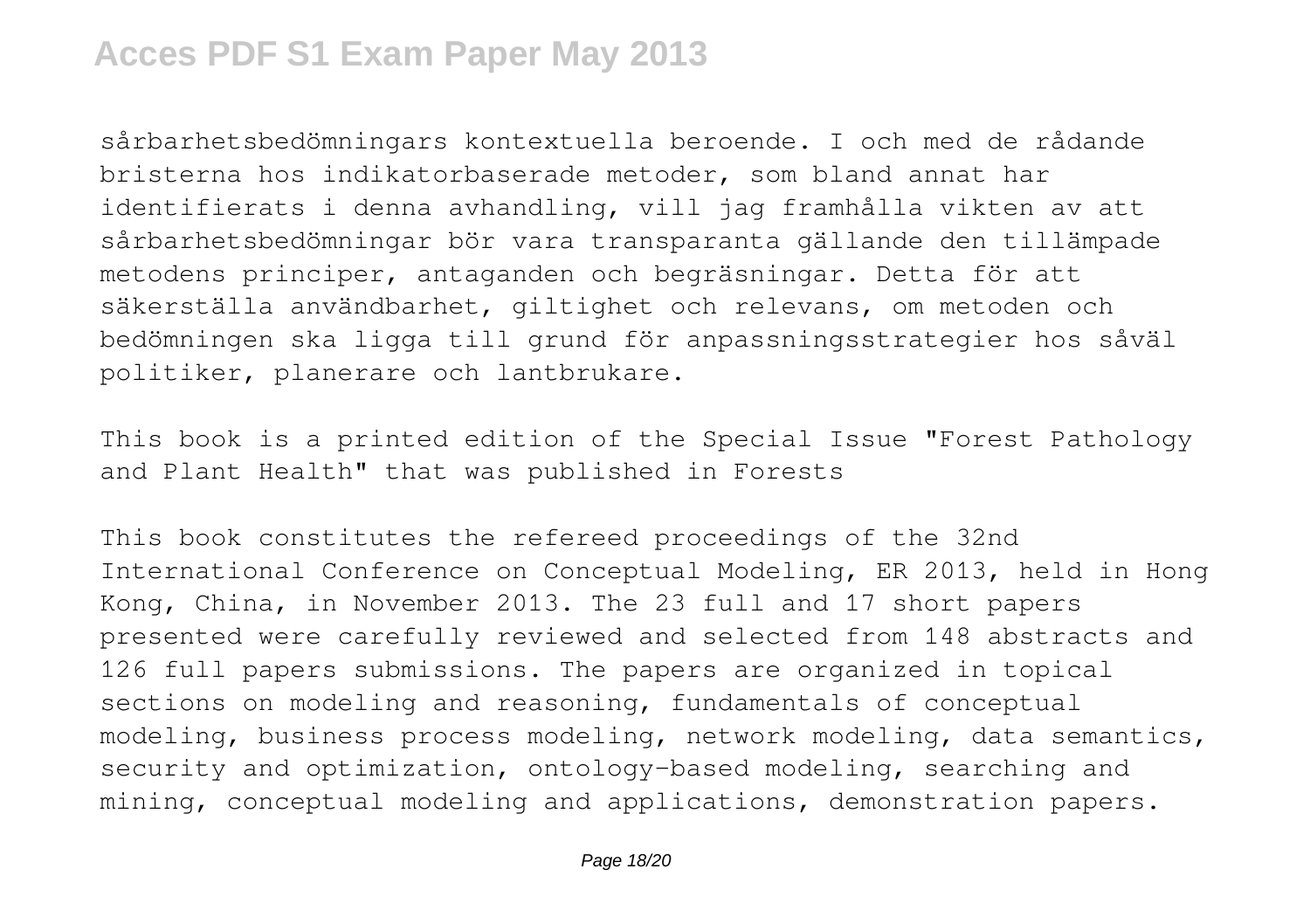sårbarhetsbedömningars kontextuella beroende. I och med de rådande bristerna hos indikatorbaserade metoder, som bland annat har identifierats i denna avhandling, vill jag framhålla vikten av att sårbarhetsbedömningar bör vara transparanta gällande den tillämpade metodens principer, antaganden och begräsningar. Detta för att säkerställa användbarhet, giltighet och relevans, om metoden och bedömningen ska ligga till grund för anpassningsstrategier hos såväl politiker, planerare och lantbrukare.

This book is a printed edition of the Special Issue "Forest Pathology and Plant Health" that was published in Forests

This book constitutes the refereed proceedings of the 32nd International Conference on Conceptual Modeling, ER 2013, held in Hong Kong, China, in November 2013. The 23 full and 17 short papers presented were carefully reviewed and selected from 148 abstracts and 126 full papers submissions. The papers are organized in topical sections on modeling and reasoning, fundamentals of conceptual modeling, business process modeling, network modeling, data semantics, security and optimization, ontology-based modeling, searching and mining, conceptual modeling and applications, demonstration papers.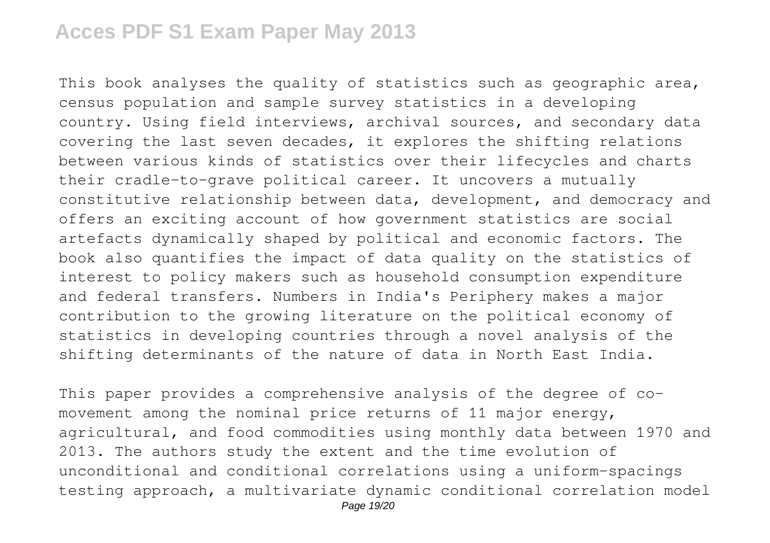This book analyses the quality of statistics such as geographic area, census population and sample survey statistics in a developing country. Using field interviews, archival sources, and secondary data covering the last seven decades, it explores the shifting relations between various kinds of statistics over their lifecycles and charts their cradle-to-grave political career. It uncovers a mutually constitutive relationship between data, development, and democracy and offers an exciting account of how government statistics are social artefacts dynamically shaped by political and economic factors. The book also quantifies the impact of data quality on the statistics of interest to policy makers such as household consumption expenditure and federal transfers. Numbers in India's Periphery makes a major contribution to the growing literature on the political economy of statistics in developing countries through a novel analysis of the shifting determinants of the nature of data in North East India.

This paper provides a comprehensive analysis of the degree of co-movement among the nominal price returns of 11 major energy, agricultural, and food commodities using monthly data between 1970 and 2013. The authors study the extent and the time evolution of unconditional and conditional correlations using a uniform-spacings testing approach, a multivariate dynamic conditional correlation model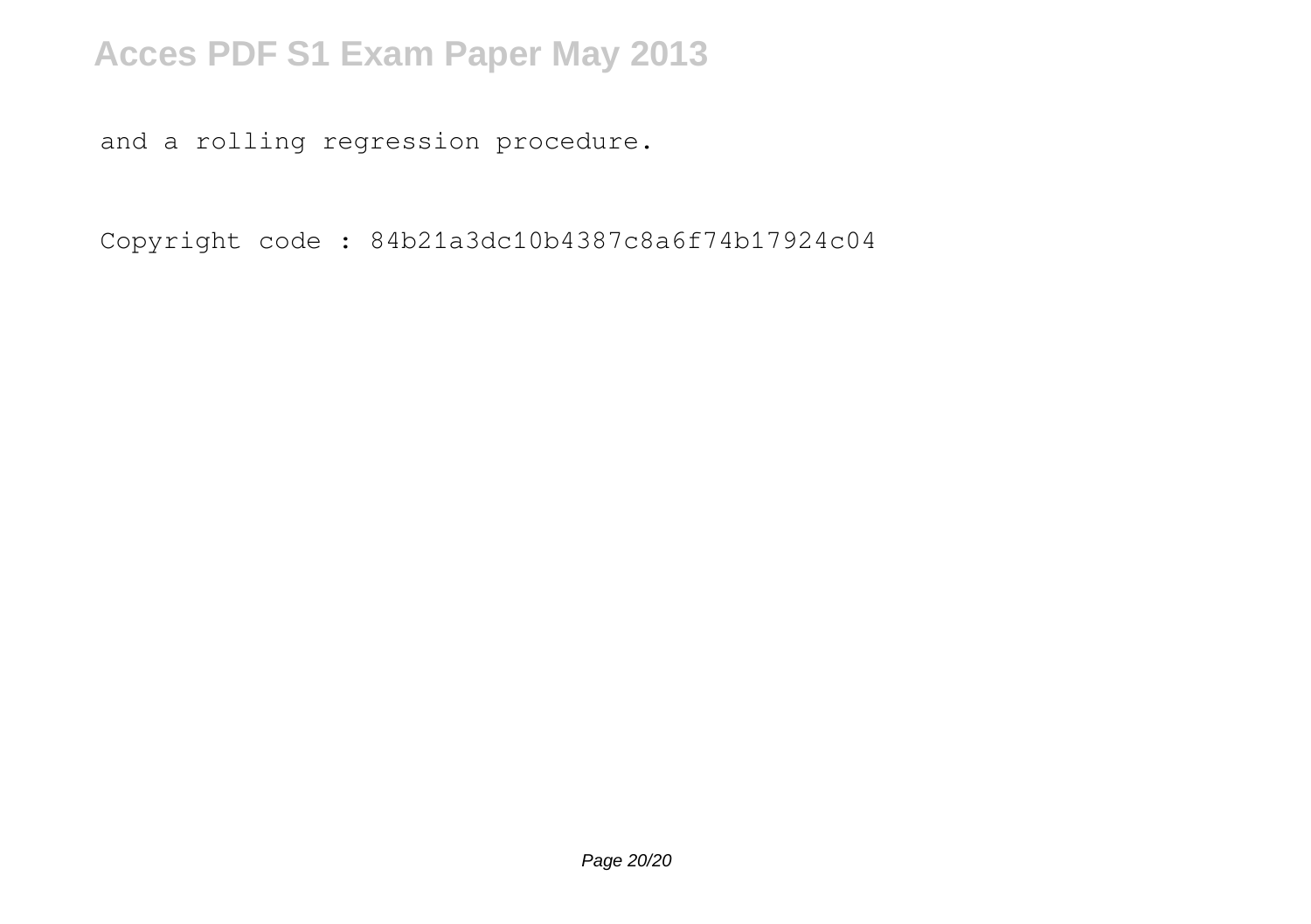and a rolling regression procedure.

Copyright code : 84b21a3dc10b4387c8a6f74b17924c04